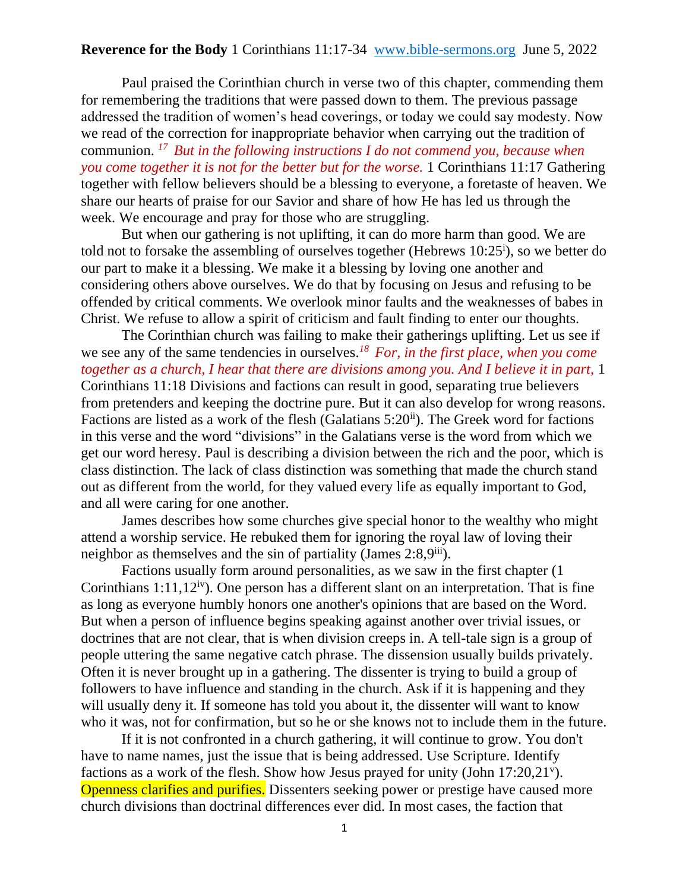**Reverence for the Body** 1 Corinthians 11:17-34 www.bible-sermons.org June 5, 2022

Paul praised the Corinthian church in verse two of this chapter, commending them for remembering the traditions that were passed down to them. The previous passage addressed the tradition of women's head coverings, or today we could say modesty. Now we read of the correction for inappropriate behavior when carrying out the tradition of communion. *17 But in the following instructions I do not commend you, because when you come together it is not for the better but for the worse.* 1 Corinthians 11:17 Gathering together with fellow believers should be a blessing to everyone, a foretaste of heaven. We share our hearts of praise for our Savior and share of how He has led us through the week. We encourage and pray for those who are struggling.

But when our gathering is not uplifting, it can do more harm than good. We are told not to forsake the assembling of ourselves together (Hebrews 10:25[i]), so we better do our part to make it a blessing. We make it a blessing by loving one another and considering others above ourselves. We do that by focusing on Jesus and refusing to be offended by critical comments. We overlook minor faults and the weaknesses of babes in Christ. We refuse to allow a spirit of criticism and fault finding to enter our thoughts.

The Corinthian church was failing to make their gatherings uplifting. Let us see if we see any of the same tendencies in ourselves.*18 For, in the first place, when you come together as a church, I hear that there are divisions among you. And I believe it in part,* 1 Corinthians 11:18 Divisions and factions can result in good, separating true believers from pretenders and keeping the doctrine pure. But it can also develop for wrong reasons. Factions are listed as a work of the flesh (Galatians 5:20[ii]). The Greek word for factions in this verse and the word "divisions" in the Galatians verse is the word from which we get our word heresy. Paul is describing a division between the rich and the poor, which is class distinction. The lack of class distinction was something that made the church stand out as different from the world, for they valued every life as equally important to God, and all were caring for one another.

James describes how some churches give special honor to the wealthy who might attend a worship service. He rebuked them for ignoring the royal law of loving their neighbor as themselves and the sin of partiality (James 2:8,9[iii]).

Factions usually form around personalities, as we saw in the first chapter (1 Corinthians 1:11,12[iv]). One person has a different slant on an interpretation. That is fine as long as everyone humbly honors one another's opinions that are based on the Word. But when a person of influence begins speaking against another over trivial issues, or doctrines that are not clear, that is when division creeps in. A tell-tale sign is a group of people uttering the same negative catch phrase. The dissension usually builds privately. Often it is never brought up in a gathering. The dissenter is trying to build a group of followers to have influence and standing in the church. Ask if it is happening and they will usually deny it. If someone has told you about it, the dissenter will want to know who it was, not for confirmation, but so he or she knows not to include them in the future.

If it is not confronted in a church gathering, it will continue to grow. You don't have to name names, just the issue that is being addressed. Use Scripture. Identify factions as a work of the flesh. Show how Jesus prayed for unity (John 17:20,21[v]). Openness clarifies and purifies. Dissenters seeking power or prestige have caused more church divisions than doctrinal differences ever did. In most cases, the faction that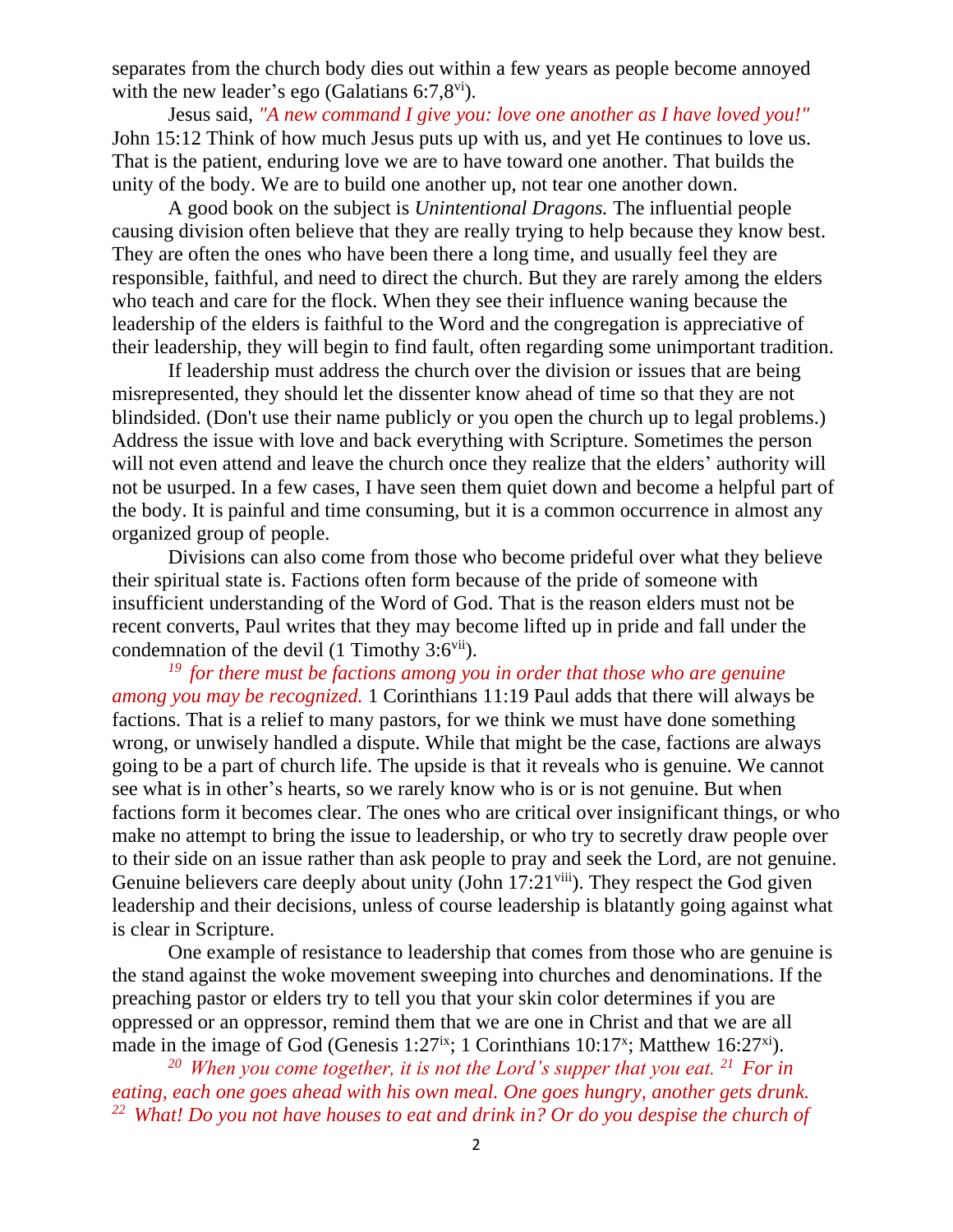separates from the church body dies out within a few years as people become annoyed with the new leader's ego (Galatians 6:7,8[vi]).

Jesus said, *"A new command I give you: love one another as I have loved you!"* John 15:12 Think of how much Jesus puts up with us, and yet He continues to love us. That is the patient, enduring love we are to have toward one another. That builds the unity of the body. We are to build one another up, not tear one another down.

A good book on the subject is *Unintentional Dragons.* The influential people causing division often believe that they are really trying to help because they know best. They are often the ones who have been there a long time, and usually feel they are responsible, faithful, and need to direct the church. But they are rarely among the elders who teach and care for the flock. When they see their influence waning because the leadership of the elders is faithful to the Word and the congregation is appreciative of their leadership, they will begin to find fault, often regarding some unimportant tradition.

If leadership must address the church over the division or issues that are being misrepresented, they should let the dissenter know ahead of time so that they are not blindsided. (Don't use their name publicly or you open the church up to legal problems.) Address the issue with love and back everything with Scripture. Sometimes the person will not even attend and leave the church once they realize that the elders' authority will not be usurped. In a few cases, I have seen them quiet down and become a helpful part of the body. It is painful and time consuming, but it is a common occurrence in almost any organized group of people.

Divisions can also come from those who become prideful over what they believe their spiritual state is. Factions often form because of the pride of someone with insufficient understanding of the Word of God. That is the reason elders must not be recent converts, Paul writes that they may become lifted up in pride and fall under the condemnation of the devil (1 Timothy 3:6[vii]).

*[19] for there must be factions among you in order that those who are genuine among you may be recognized.* 1 Corinthians 11:19 Paul adds that there will always be factions. That is a relief to many pastors, for we think we must have done something wrong, or unwisely handled a dispute. While that might be the case, factions are always going to be a part of church life. The upside is that it reveals who is genuine. We cannot see what is in other's hearts, so we rarely know who is or is not genuine. But when factions form it becomes clear. The ones who are critical over insignificant things, or who make no attempt to bring the issue to leadership, or who try to secretly draw people over to their side on an issue rather than ask people to pray and seek the Lord, are not genuine. Genuine believers care deeply about unity (John 17:21[viii]). They respect the God given leadership and their decisions, unless of course leadership is blatantly going against what is clear in Scripture.

One example of resistance to leadership that comes from those who are genuine is the stand against the woke movement sweeping into churches and denominations. If the preaching pastor or elders try to tell you that your skin color determines if you are oppressed or an oppressor, remind them that we are one in Christ and that we are all made in the image of God (Genesis 1:27[ix]; 1 Corinthians 10:17[x]; Matthew 16:27[xi]).

*[20] When you come together, it is not the Lord's supper that you eat. [21] For in eating, each one goes ahead with his own meal. One goes hungry, another gets drunk. [22] What! Do you not have houses to eat and drink in? Or do you despise the church of*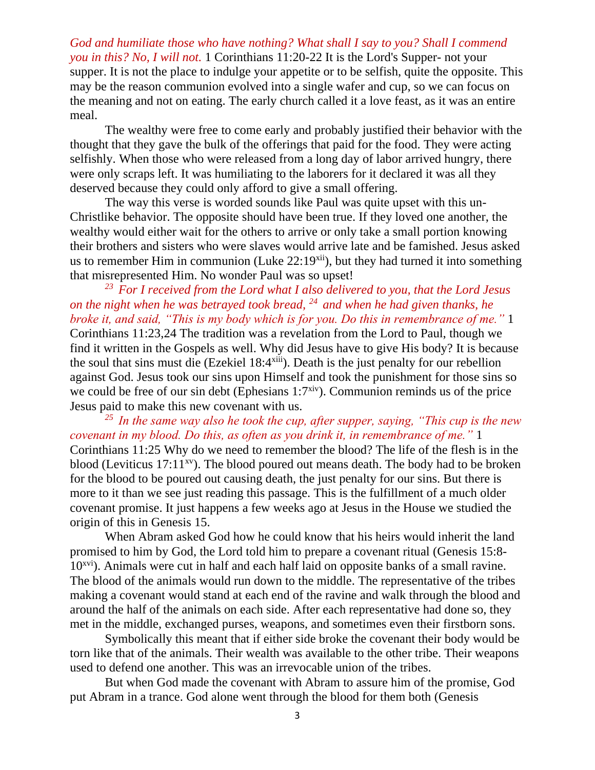*God and humiliate those who have nothing? What shall I say to you? Shall I commend you in this? No, I will not.* 1 Corinthians 11:20-22 It is the Lord's Supper- not your supper. It is not the place to indulge your appetite or to be selfish, quite the opposite. This may be the reason communion evolved into a single wafer and cup, so we can focus on the meaning and not on eating. The early church called it a love feast, as it was an entire meal.

The wealthy were free to come early and probably justified their behavior with the thought that they gave the bulk of the offerings that paid for the food. They were acting selfishly. When those who were released from a long day of labor arrived hungry, there were only scraps left. It was humiliating to the laborers for it declared it was all they deserved because they could only afford to give a small offering.

The way this verse is worded sounds like Paul was quite upset with this un-Christlike behavior. The opposite should have been true. If they loved one another, the wealthy would either wait for the others to arrive or only take a small portion knowing their brothers and sisters who were slaves would arrive late and be famished. Jesus asked us to remember Him in communion (Luke 22:19[xii]), but they had turned it into something that misrepresented Him. No wonder Paul was so upset!

*[23] For I received from the Lord what I also delivered to you, that the Lord Jesus on the night when he was betrayed took bread, [24] and when he had given thanks, he broke it, and said, "This is my body which is for you. Do this in remembrance of me."* 1 Corinthians 11:23,24 The tradition was a revelation from the Lord to Paul, though we find it written in the Gospels as well. Why did Jesus have to give His body? It is because the soul that sins must die (Ezekiel 18:4[xiii]). Death is the just penalty for our rebellion against God. Jesus took our sins upon Himself and took the punishment for those sins so we could be free of our sin debt (Ephesians 1:7[xiv]). Communion reminds us of the price Jesus paid to make this new covenant with us.

*[25] In the same way also he took the cup, after supper, saying, "This cup is the new covenant in my blood. Do this, as often as you drink it, in remembrance of me."* 1 Corinthians 11:25 Why do we need to remember the blood? The life of the flesh is in the blood (Leviticus 17:11[xv]). The blood poured out means death. The body had to be broken for the blood to be poured out causing death, the just penalty for our sins. But there is more to it than we see just reading this passage. This is the fulfillment of a much older covenant promise. It just happens a few weeks ago at Jesus in the House we studied the origin of this in Genesis 15.

When Abram asked God how he could know that his heirs would inherit the land promised to him by God, the Lord told him to prepare a covenant ritual (Genesis 15:8-10[xvi]). Animals were cut in half and each half laid on opposite banks of a small ravine. The blood of the animals would run down to the middle. The representative of the tribes making a covenant would stand at each end of the ravine and walk through the blood and around the half of the animals on each side. After each representative had done so, they met in the middle, exchanged purses, weapons, and sometimes even their firstborn sons.

Symbolically this meant that if either side broke the covenant their body would be torn like that of the animals. Their wealth was available to the other tribe. Their weapons used to defend one another. This was an irrevocable union of the tribes.

But when God made the covenant with Abram to assure him of the promise, God put Abram in a trance. God alone went through the blood for them both (Genesis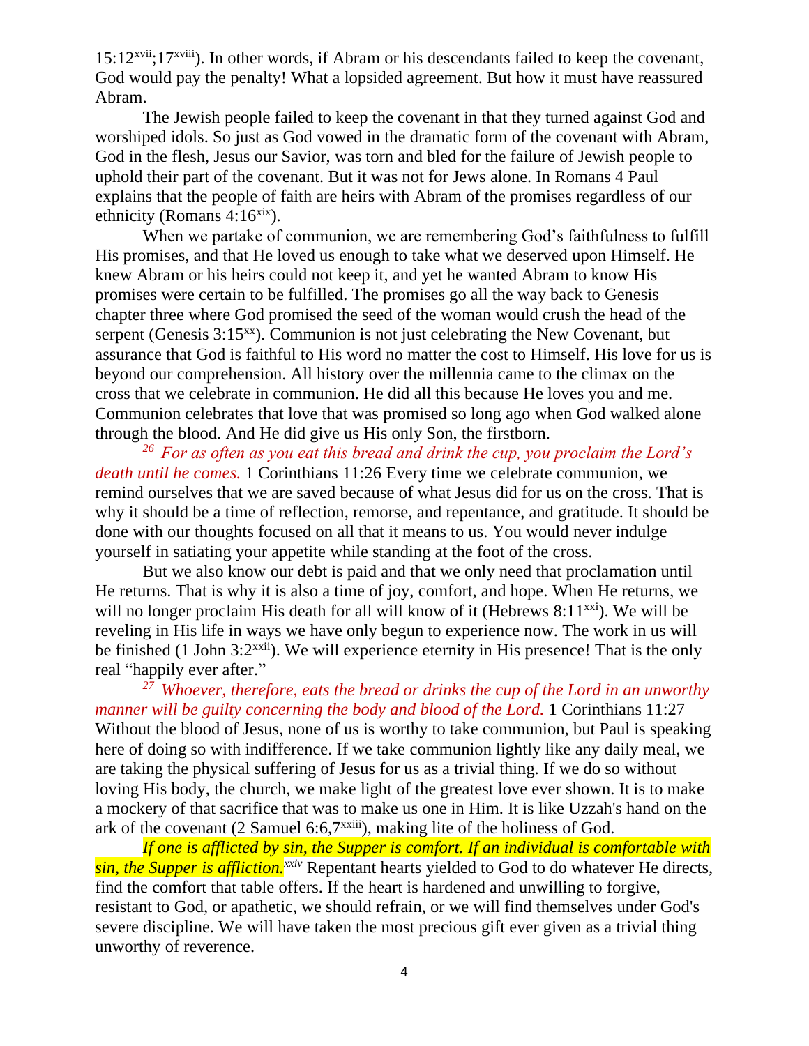15:12[xvii];17[xviii]). In other words, if Abram or his descendants failed to keep the covenant, God would pay the penalty! What a lopsided agreement. But how it must have reassured Abram.

The Jewish people failed to keep the covenant in that they turned against God and worshiped idols. So just as God vowed in the dramatic form of the covenant with Abram, God in the flesh, Jesus our Savior, was torn and bled for the failure of Jewish people to uphold their part of the covenant. But it was not for Jews alone. In Romans 4 Paul explains that the people of faith are heirs with Abram of the promises regardless of our ethnicity (Romans 4:16[xix]).

When we partake of communion, we are remembering God's faithfulness to fulfill His promises, and that He loved us enough to take what we deserved upon Himself. He knew Abram or his heirs could not keep it, and yet he wanted Abram to know His promises were certain to be fulfilled. The promises go all the way back to Genesis chapter three where God promised the seed of the woman would crush the head of the serpent (Genesis 3:15[xx]). Communion is not just celebrating the New Covenant, but assurance that God is faithful to His word no matter the cost to Himself. His love for us is beyond our comprehension. All history over the millennia came to the climax on the cross that we celebrate in communion. He did all this because He loves you and me. Communion celebrates that love that was promised so long ago when God walked alone through the blood. And He did give us His only Son, the firstborn.

*[26] For as often as you eat this bread and drink the cup, you proclaim the Lord's death until he comes.* 1 Corinthians 11:26 Every time we celebrate communion, we remind ourselves that we are saved because of what Jesus did for us on the cross. That is why it should be a time of reflection, remorse, and repentance, and gratitude. It should be done with our thoughts focused on all that it means to us. You would never indulge yourself in satiating your appetite while standing at the foot of the cross.

But we also know our debt is paid and that we only need that proclamation until He returns. That is why it is also a time of joy, comfort, and hope. When He returns, we will no longer proclaim His death for all will know of it (Hebrews 8:11[xxi]). We will be reveling in His life in ways we have only begun to experience now. The work in us will be finished (1 John 3:2[xxii]). We will experience eternity in His presence! That is the only real "happily ever after."

*[27] Whoever, therefore, eats the bread or drinks the cup of the Lord in an unworthy manner will be guilty concerning the body and blood of the Lord.* 1 Corinthians 11:27 Without the blood of Jesus, none of us is worthy to take communion, but Paul is speaking here of doing so with indifference. If we take communion lightly like any daily meal, we are taking the physical suffering of Jesus for us as a trivial thing. If we do so without loving His body, the church, we make light of the greatest love ever shown. It is to make a mockery of that sacrifice that was to make us one in Him. It is like Uzzah's hand on the ark of the covenant (2 Samuel 6:6,7[xxiii]), making lite of the holiness of God.

*If one is afflicted by sin, the Supper is comfort. If an individual is comfortable with sin, the Supper is affliction.*[xxiv] Repentant hearts yielded to God to do whatever He directs, find the comfort that table offers. If the heart is hardened and unwilling to forgive, resistant to God, or apathetic, we should refrain, or we will find themselves under God's severe discipline. We will have taken the most precious gift ever given as a trivial thing unworthy of reverence.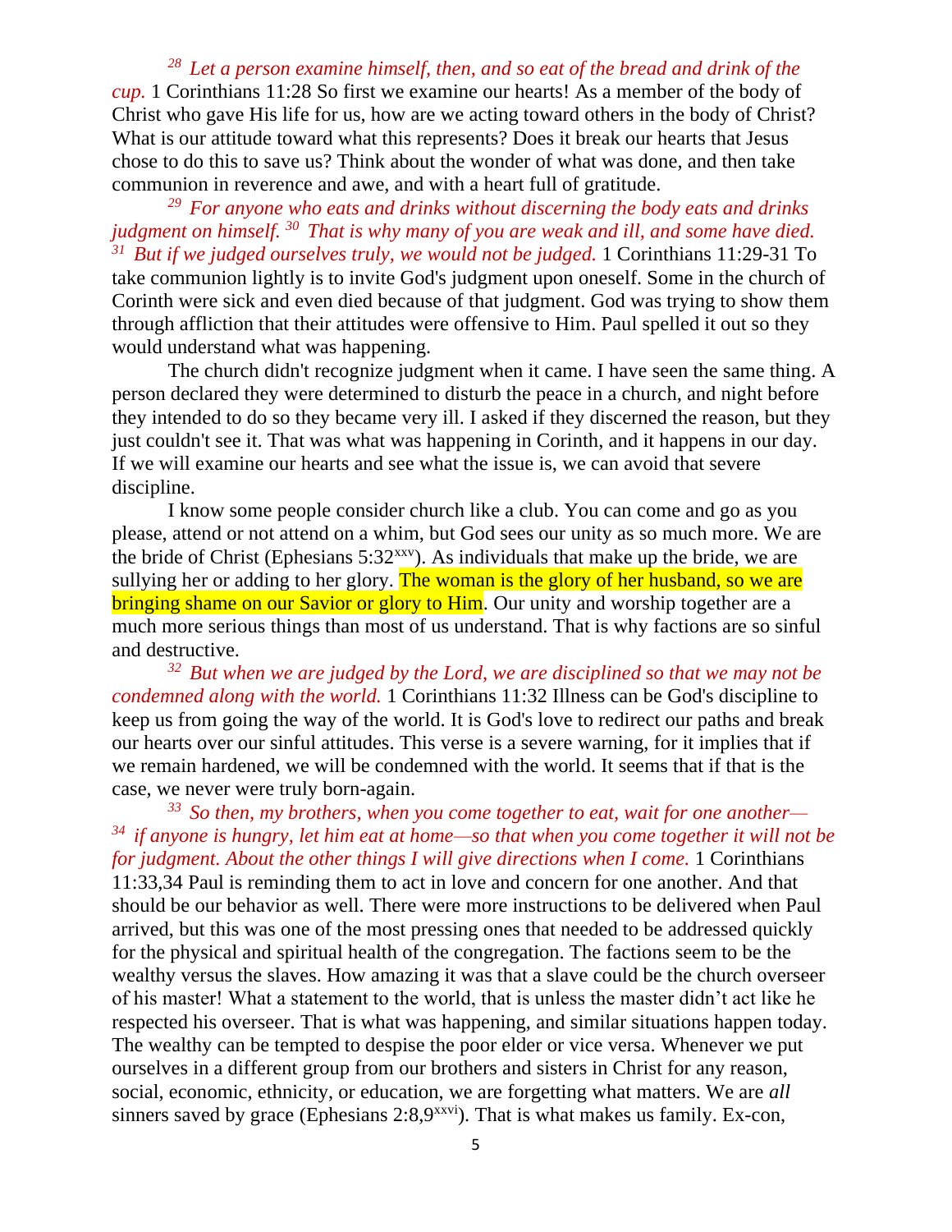[28] *Let a person examine himself, then, and so eat of the bread and drink of the cup.* 1 Corinthians 11:28 So first we examine our hearts! As a member of the body of Christ who gave His life for us, how are we acting toward others in the body of Christ? What is our attitude toward what this represents? Does it break our hearts that Jesus chose to do this to save us? Think about the wonder of what was done, and then take communion in reverence and awe, and with a heart full of gratitude.

[29] *For anyone who eats and drinks without discerning the body eats and drinks judgment on himself.* [30] *That is why many of you are weak and ill, and some have died.* [31] *But if we judged ourselves truly, we would not be judged.* 1 Corinthians 11:29-31 To take communion lightly is to invite God's judgment upon oneself. Some in the church of Corinth were sick and even died because of that judgment. God was trying to show them through affliction that their attitudes were offensive to Him. Paul spelled it out so they would understand what was happening.

The church didn't recognize judgment when it came. I have seen the same thing. A person declared they were determined to disturb the peace in a church, and night before they intended to do so they became very ill. I asked if they discerned the reason, but they just couldn't see it. That was what was happening in Corinth, and it happens in our day. If we will examine our hearts and see what the issue is, we can avoid that severe discipline.

I know some people consider church like a club. You can come and go as you please, attend or not attend on a whim, but God sees our unity as so much more. We are the bride of Christ (Ephesians 5:32[xxv]). As individuals that make up the bride, we are sullying her or adding to her glory. The woman is the glory of her husband, so we are bringing shame on our Savior or glory to Him. Our unity and worship together are a much more serious things than most of us understand. That is why factions are so sinful and destructive.

[32] *But when we are judged by the Lord, we are disciplined so that we may not be condemned along with the world.* 1 Corinthians 11:32 Illness can be God's discipline to keep us from going the way of the world. It is God's love to redirect our paths and break our hearts over our sinful attitudes. This verse is a severe warning, for it implies that if we remain hardened, we will be condemned with the world. It seems that if that is the case, we never were truly born-again.

[33] *So then, my brothers, when you come together to eat, wait for one another—* [34] *if anyone is hungry, let him eat at home—so that when you come together it will not be for judgment. About the other things I will give directions when I come.* 1 Corinthians 11:33,34 Paul is reminding them to act in love and concern for one another. And that should be our behavior as well. There were more instructions to be delivered when Paul arrived, but this was one of the most pressing ones that needed to be addressed quickly for the physical and spiritual health of the congregation. The factions seem to be the wealthy versus the slaves. How amazing it was that a slave could be the church overseer of his master! What a statement to the world, that is unless the master didn't act like he respected his overseer. That is what was happening, and similar situations happen today. The wealthy can be tempted to despise the poor elder or vice versa. Whenever we put ourselves in a different group from our brothers and sisters in Christ for any reason, social, economic, ethnicity, or education, we are forgetting what matters. We are *all* sinners saved by grace (Ephesians 2:8,9[xxvi]). That is what makes us family. Ex-con,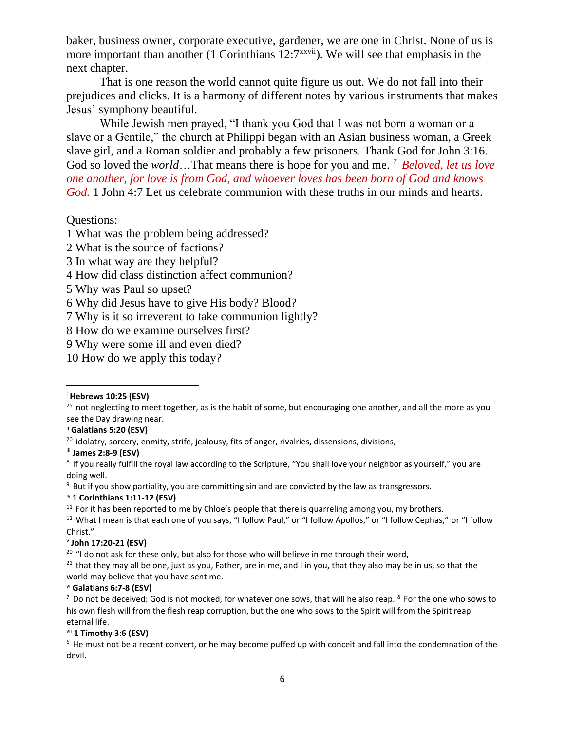baker, business owner, corporate executive, gardener, we are one in Christ. None of us is more important than another (1 Corinthians 12:7[xxvii]). We will see that emphasis in the next chapter.

That is one reason the world cannot quite figure us out. We do not fall into their prejudices and clicks. It is a harmony of different notes by various instruments that makes Jesus' symphony beautiful.

While Jewish men prayed, "I thank you God that I was not born a woman or a slave or a Gentile," the church at Philippi began with an Asian business woman, a Greek slave girl, and a Roman soldier and probably a few prisoners. Thank God for John 3:16. God so loved the *world*…That means there is hope for you and me. [7] *Beloved, let us love one another, for love is from God, and whoever loves has been born of God and knows God.* 1 John 4:7 Let us celebrate communion with these truths in our minds and hearts.

Questions:

1 What was the problem being addressed?
2 What is the source of factions?
3 In what way are they helpful?
4 How did class distinction affect communion?
5 Why was Paul so upset?
6 Why did Jesus have to give His body? Blood?
7 Why is it so irreverent to take communion lightly?
8 How do we examine ourselves first?
9 Why were some ill and even died?
10 How do we apply this today?

---

[i] **Hebrews 10:25 (ESV)**
[25] not neglecting to meet together, as is the habit of some, but encouraging one another, and all the more as you see the Day drawing near.

[ii] **Galatians 5:20 (ESV)**
[20] idolatry, sorcery, enmity, strife, jealousy, fits of anger, rivalries, dissensions, divisions,

[iii] **James 2:8-9 (ESV)**
[8] If you really fulfill the royal law according to the Scripture, "You shall love your neighbor as yourself," you are doing well.
[9] But if you show partiality, you are committing sin and are convicted by the law as transgressors.

[iv] **1 Corinthians 1:11-12 (ESV)**
[11] For it has been reported to me by Chloe's people that there is quarreling among you, my brothers.
[12] What I mean is that each one of you says, "I follow Paul," or "I follow Apollos," or "I follow Cephas," or "I follow Christ."

[v] **John 17:20-21 (ESV)**
[20] "I do not ask for these only, but also for those who will believe in me through their word,
[21] that they may all be one, just as you, Father, are in me, and I in you, that they also may be in us, so that the world may believe that you have sent me.

[vi] **Galatians 6:7-8 (ESV)**
[7] Do not be deceived: God is not mocked, for whatever one sows, that will he also reap. [8] For the one who sows to his own flesh will from the flesh reap corruption, but the one who sows to the Spirit will from the Spirit reap eternal life.

[vii] **1 Timothy 3:6 (ESV)**
[6] He must not be a recent convert, or he may become puffed up with conceit and fall into the condemnation of the devil.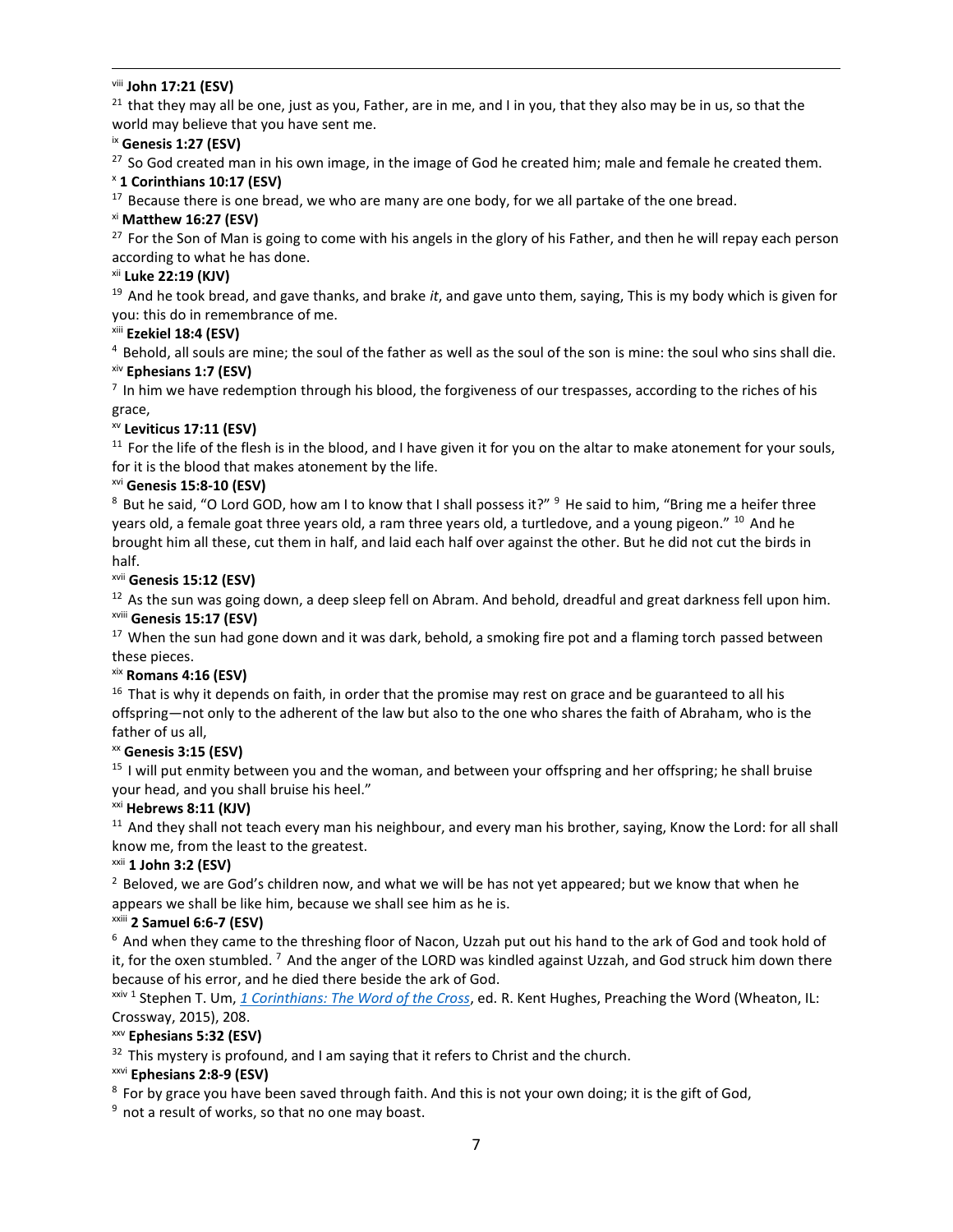[viii] **John 17:21 (ESV)**

[21] that they may all be one, just as you, Father, are in me, and I in you, that they also may be in us, so that the world may believe that you have sent me.

[ix] **Genesis 1:27 (ESV)**

[27] So God created man in his own image, in the image of God he created him; male and female he created them.

[x] **1 Corinthians 10:17 (ESV)**

[17] Because there is one bread, we who are many are one body, for we all partake of the one bread.

[xi] **Matthew 16:27 (ESV)**

[27] For the Son of Man is going to come with his angels in the glory of his Father, and then he will repay each person according to what he has done.

[xii] **Luke 22:19 (KJV)**

[19] And he took bread, and gave thanks, and brake *it*, and gave unto them, saying, This is my body which is given for you: this do in remembrance of me.

[xiii] **Ezekiel 18:4 (ESV)**

[4] Behold, all souls are mine; the soul of the father as well as the soul of the son is mine: the soul who sins shall die.

[xiv] **Ephesians 1:7 (ESV)**

[7] In him we have redemption through his blood, the forgiveness of our trespasses, according to the riches of his grace,

[xv] **Leviticus 17:11 (ESV)**

[11] For the life of the flesh is in the blood, and I have given it for you on the altar to make atonement for your souls, for it is the blood that makes atonement by the life.

[xvi] **Genesis 15:8-10 (ESV)**

[8] But he said, "O Lord GOD, how am I to know that I shall possess it?" [9] He said to him, "Bring me a heifer three years old, a female goat three years old, a ram three years old, a turtledove, and a young pigeon." [10] And he brought him all these, cut them in half, and laid each half over against the other. But he did not cut the birds in half.

[xvii] **Genesis 15:12 (ESV)**

[12] As the sun was going down, a deep sleep fell on Abram. And behold, dreadful and great darkness fell upon him.

[xviii] **Genesis 15:17 (ESV)**

[17] When the sun had gone down and it was dark, behold, a smoking fire pot and a flaming torch passed between these pieces.

[xix] **Romans 4:16 (ESV)**

[16] That is why it depends on faith, in order that the promise may rest on grace and be guaranteed to all his offspring—not only to the adherent of the law but also to the one who shares the faith of Abraham, who is the father of us all,

[xx] **Genesis 3:15 (ESV)**

[15] I will put enmity between you and the woman, and between your offspring and her offspring; he shall bruise your head, and you shall bruise his heel."

[xxi] **Hebrews 8:11 (KJV)**

[11] And they shall not teach every man his neighbour, and every man his brother, saying, Know the Lord: for all shall know me, from the least to the greatest.

[xxii] **1 John 3:2 (ESV)**

[2] Beloved, we are God's children now, and what we will be has not yet appeared; but we know that when he appears we shall be like him, because we shall see him as he is.

[xxiii] **2 Samuel 6:6-7 (ESV)**

[6] And when they came to the threshing floor of Nacon, Uzzah put out his hand to the ark of God and took hold of it, for the oxen stumbled. [7] And the anger of the LORD was kindled against Uzzah, and God struck him down there because of his error, and he died there beside the ark of God.

[xxiv] [1] Stephen T. Um, *1 Corinthians: The Word of the Cross*, ed. R. Kent Hughes, Preaching the Word (Wheaton, IL: Crossway, 2015), 208.

[xxv] **Ephesians 5:32 (ESV)**

[32] This mystery is profound, and I am saying that it refers to Christ and the church.

[xxvi] **Ephesians 2:8-9 (ESV)**

[8] For by grace you have been saved through faith. And this is not your own doing; it is the gift of God,

[9] not a result of works, so that no one may boast.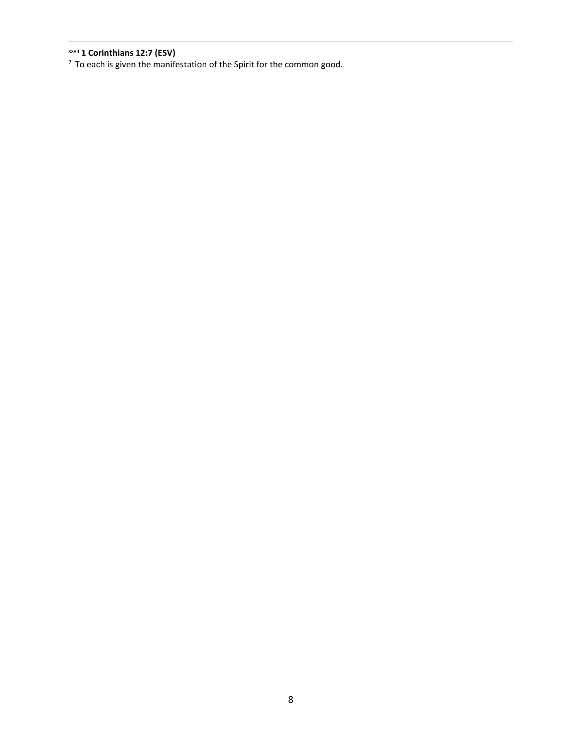[xxvii] **1 Corinthians 12:7 (ESV)**

[7] To each is given the manifestation of the Spirit for the common good.